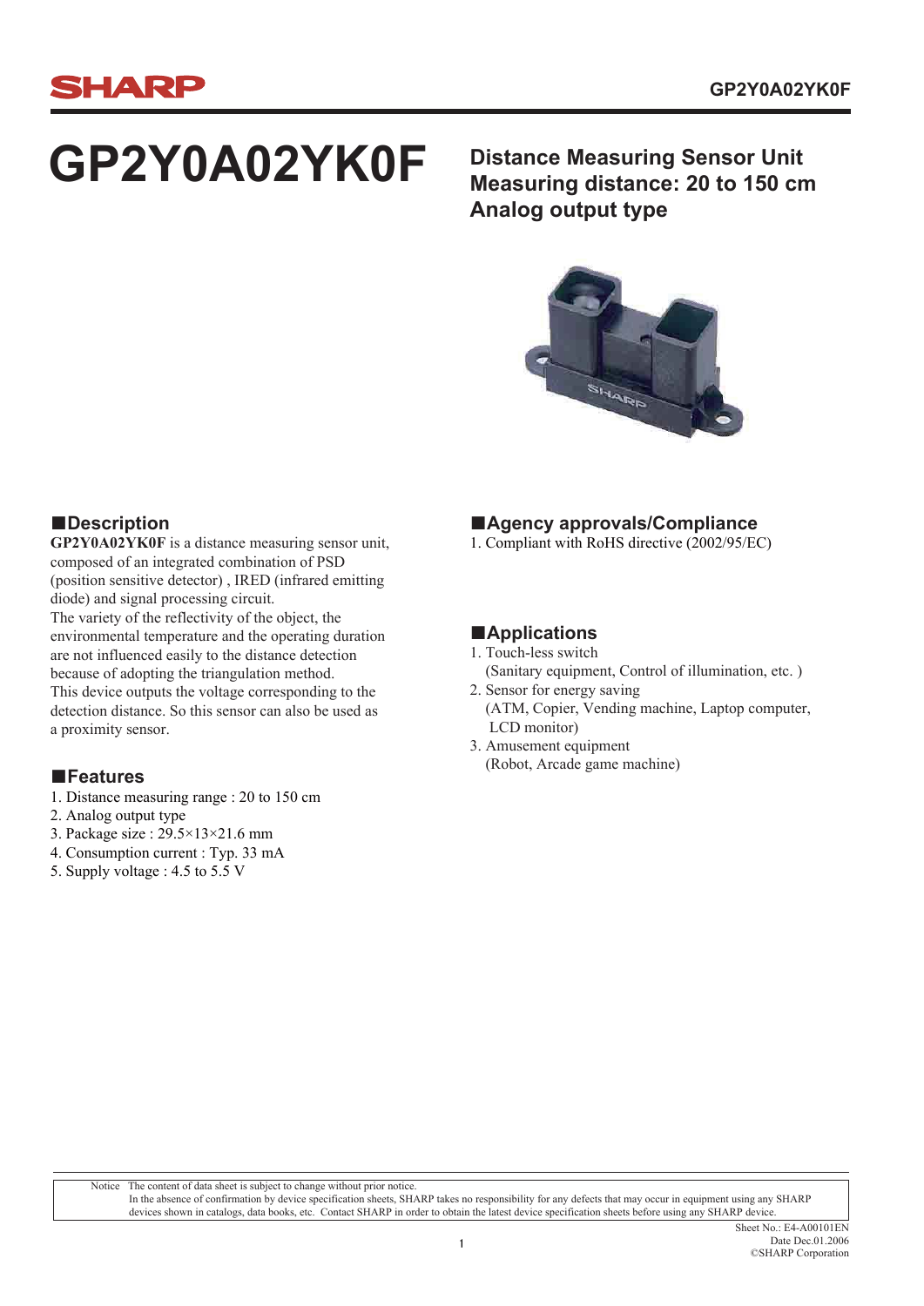# GP2Y0A02YK0F

**Distance Measuring Sensor Unit**
**Measuring distance: 20 to 150 cm**
**Analog output type**

## ■Description

**GP2Y0A02YK0F** is a distance measuring sensor unit, composed of an integrated combination of PSD (position sensitive detector) , IRED (infrared emitting diode) and signal processing circuit.
The variety of the reflectivity of the object, the environmental temperature and the operating duration are not influenced easily to the distance detection because of adopting the triangulation method.
This device outputs the voltage corresponding to the detection distance. So this sensor can also be used as a proximity sensor.

## ■Features

1. Distance measuring range : 20 to 150 cm
2. Analog output type
3. Package size : 29.5×13×21.6 mm
4. Consumption current : Typ. 33 mA
5. Supply voltage : 4.5 to 5.5 V

## ■Agency approvals/Compliance

1. Compliant with RoHS directive (2002/95/EC)

## ■Applications

1. Touch-less switch
   (Sanitary equipment, Control of illumination, etc. )
2. Sensor for energy saving
   (ATM, Copier, Vending machine, Laptop computer, LCD monitor)
3. Amusement equipment
   (Robot, Arcade game machine)

Notice The content of data sheet is subject to change without prior notice.
In the absence of confirmation by device specification sheets, SHARP takes no responsibility for any defects that may occur in equipment using any SHARP devices shown in catalogs, data books, etc. Contact SHARP in order to obtain the latest device specification sheets before using any SHARP device.

Sheet No.: E4-A00101EN
Date Dec.01.2006
©SHARP Corporation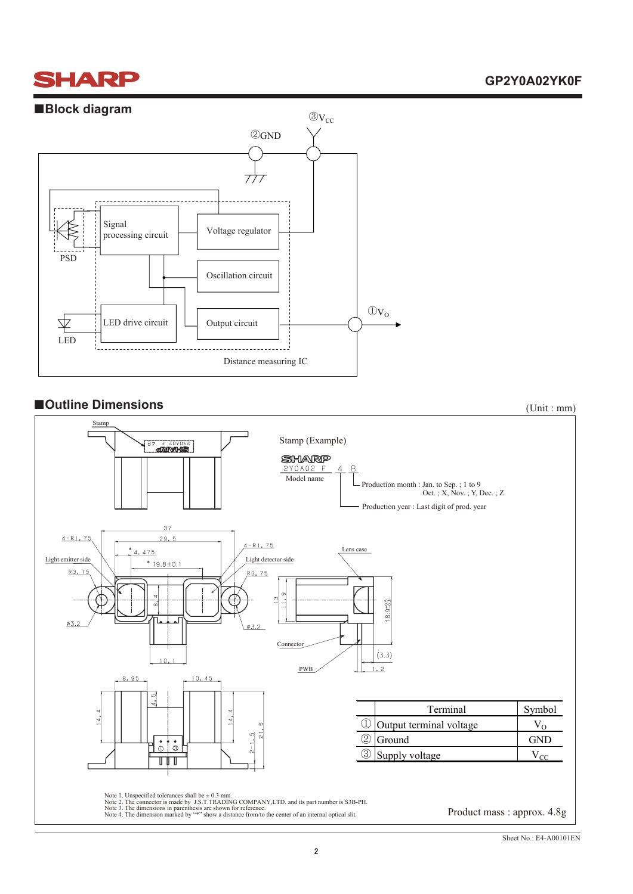## ■Block diagram

③$V_{CC}$

②GND

Signal processing circuit

Voltage regulator

Oscillation circuit

LED drive circuit

Output circuit

PSD

LED

①$V_O$

Distance measuring IC

## ■Outline Dimensions

(Unit : mm)

Stamp

Stamp (Example)

SHARP
2Y0A02 F 4 8

Model name

Production month : Jan. to Sep. ; 1 to 9
Oct. ; X, Nov. ; Y, Dec. ; Z

Production year : Last digit of prod. year

| | Terminal | Symbol |
|---|---|---|
| ① | Output terminal voltage | $V_O$ |
| ② | Ground | GND |
| ③ | Supply voltage | $V_{CC}$ |

Note 1. Unspecified tolerances shall be ± 0.3 mm.
Note 2. The connector is made by J.S.T.TRADING COMPANY,LTD. and its part number is S3B-PH.
Note 3. The dimensions in parenthesis are shown for reference.
Note 4. The dimension marked by "*" show a distance from/to the center of an internal optical slit.

Product mass : approx. 4.8g

Sheet No.: E4-A00101EN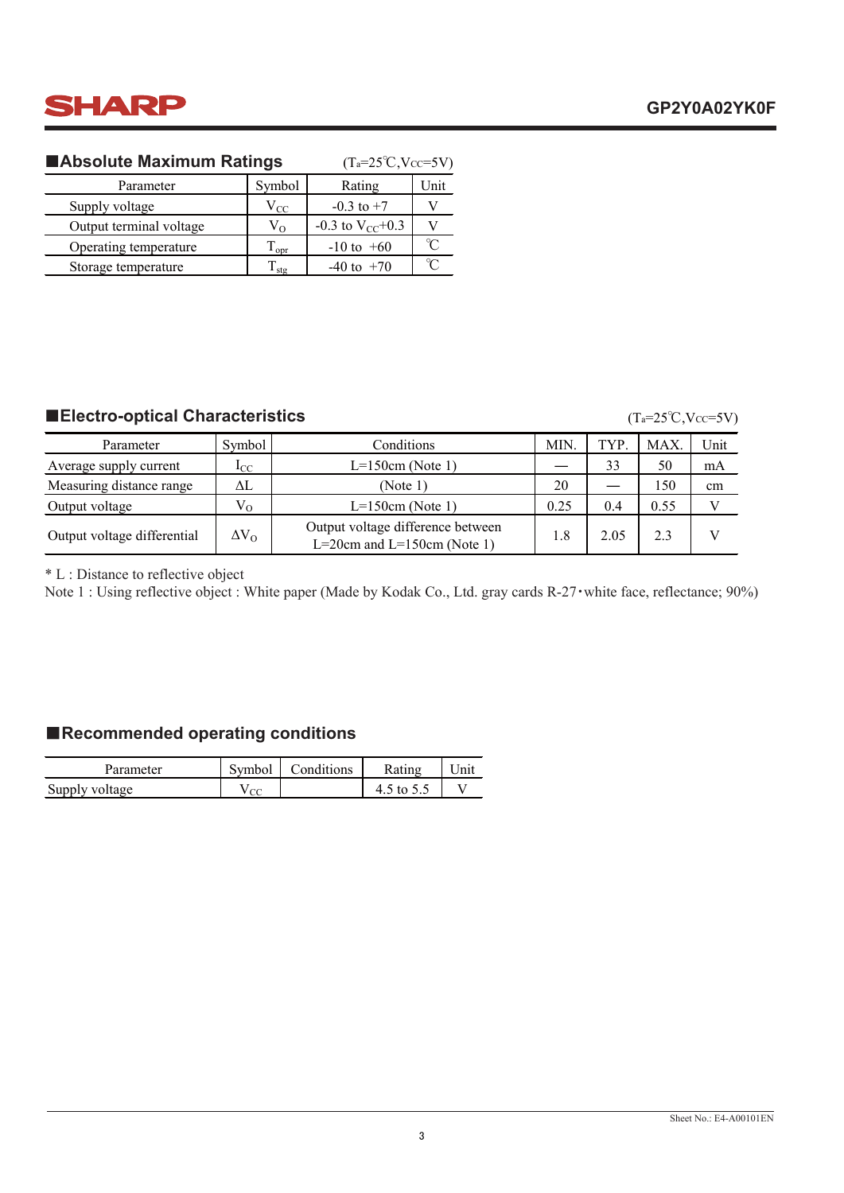## ■Absolute Maximum Ratings

($T_a$=25℃,$V_{CC}$=5V)

| Parameter | Symbol | Rating | Unit |
|---|---|---|---|
| Supply voltage | $V_{CC}$ | -0.3 to +7 | V |
| Output terminal voltage | $V_O$ | -0.3 to $V_{CC}$+0.3 | V |
| Operating temperature | $T_{opr}$ | -10 to +60 | ℃ |
| Storage temperature | $T_{stg}$ | -40 to +70 | ℃ |

## ■Electro-optical Characteristics

($T_a$=25℃,$V_{CC}$=5V)

| Parameter | Symbol | Conditions | MIN. | TYP. | MAX. | Unit |
|---|---|---|---|---|---|---|
| Average supply current | $I_{CC}$ | L=150cm (Note 1) | — | 33 | 50 | mA |
| Measuring distance range | ΔL | (Note 1) | 20 | — | 150 | cm |
| Output voltage | $V_O$ | L=150cm (Note 1) | 0.25 | 0.4 | 0.55 | V |
| Output voltage differential | $\Delta V_O$ | Output voltage difference between L=20cm and L=150cm (Note 1) | 1.8 | 2.05 | 2.3 | V |

* L : Distance to reflective object

Note 1 : Using reflective object : White paper (Made by Kodak Co., Ltd. gray cards R-27・white face, reflectance; 90%)

## ■Recommended operating conditions

| Parameter | Symbol | Conditions | Rating | Unit |
|---|---|---|---|---|
| Supply voltage | $V_{CC}$ | | 4.5 to 5.5 | V |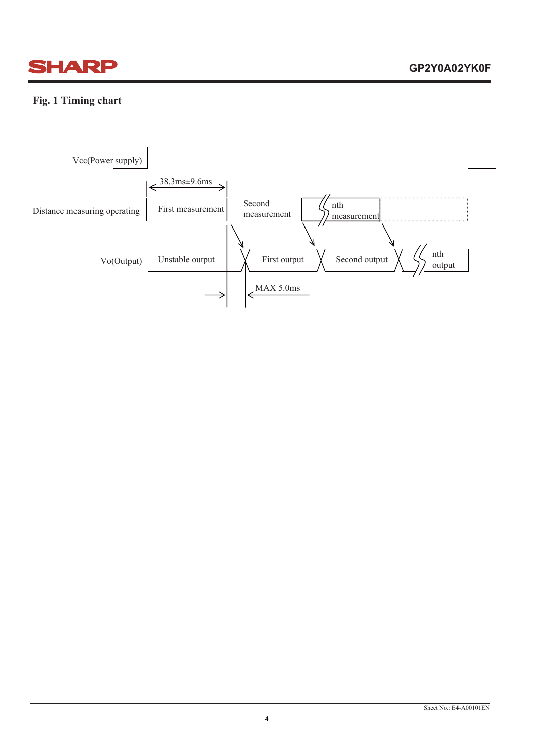## Fig. 1 Timing chart

Vcc(Power supply)

38.3ms±9.6ms

Distance measuring operating: First measurement | Second measurement | nth measurement

Vo(Output): Unstable output | First output | Second output | nth output

MAX 5.0ms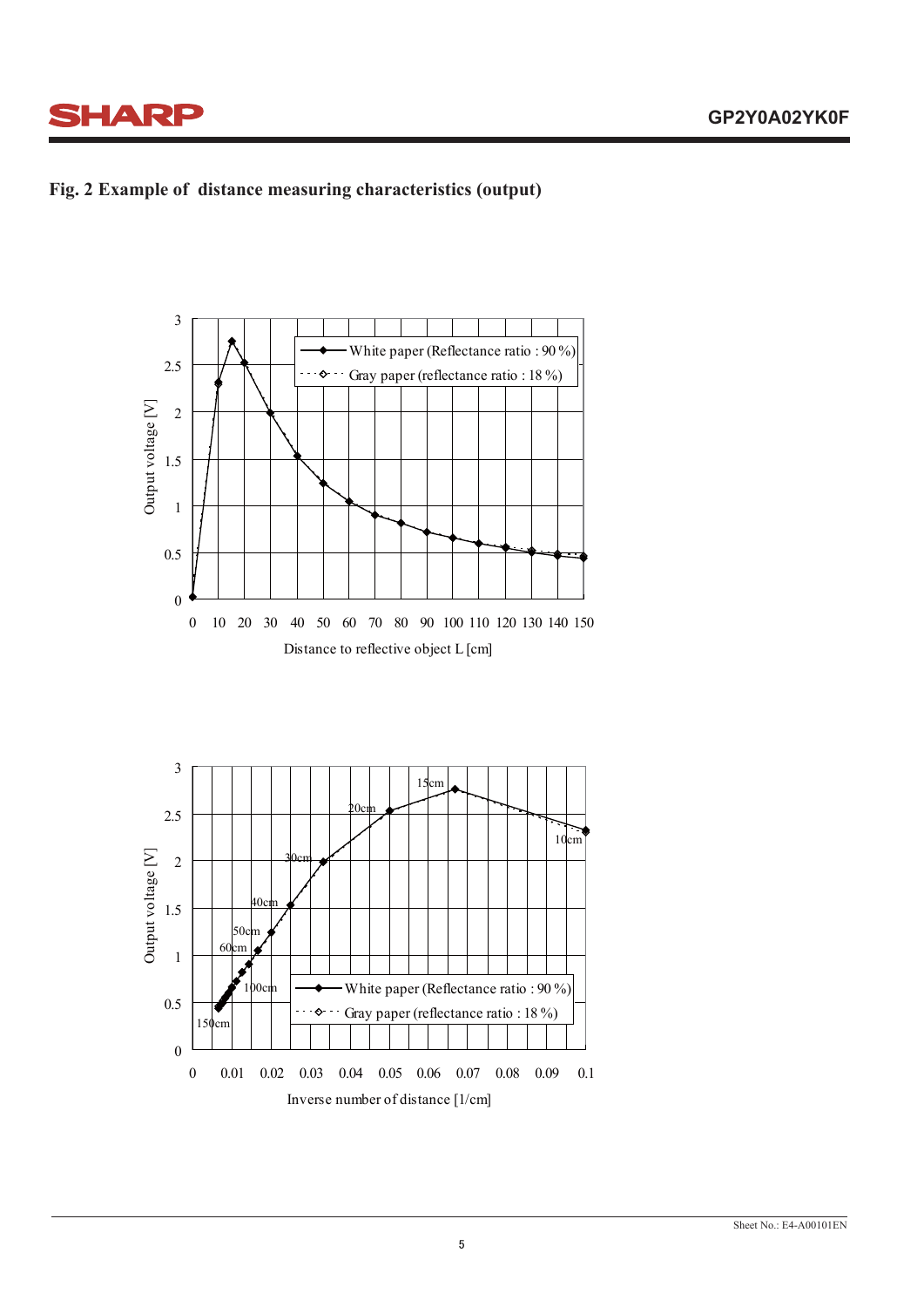## Fig. 2 Example of distance measuring characteristics (output)

Output voltage [V]

White paper (Reflectance ratio : 90 %)
Gray paper (reflectance ratio : 18 %)

Distance to reflective object L [cm]

Output voltage [V]

15cm
20cm
10cm
30cm
40cm
50cm
60cm
100cm
150cm

White paper (Reflectance ratio : 90 %)
Gray paper (reflectance ratio : 18 %)

Inverse number of distance [1/cm]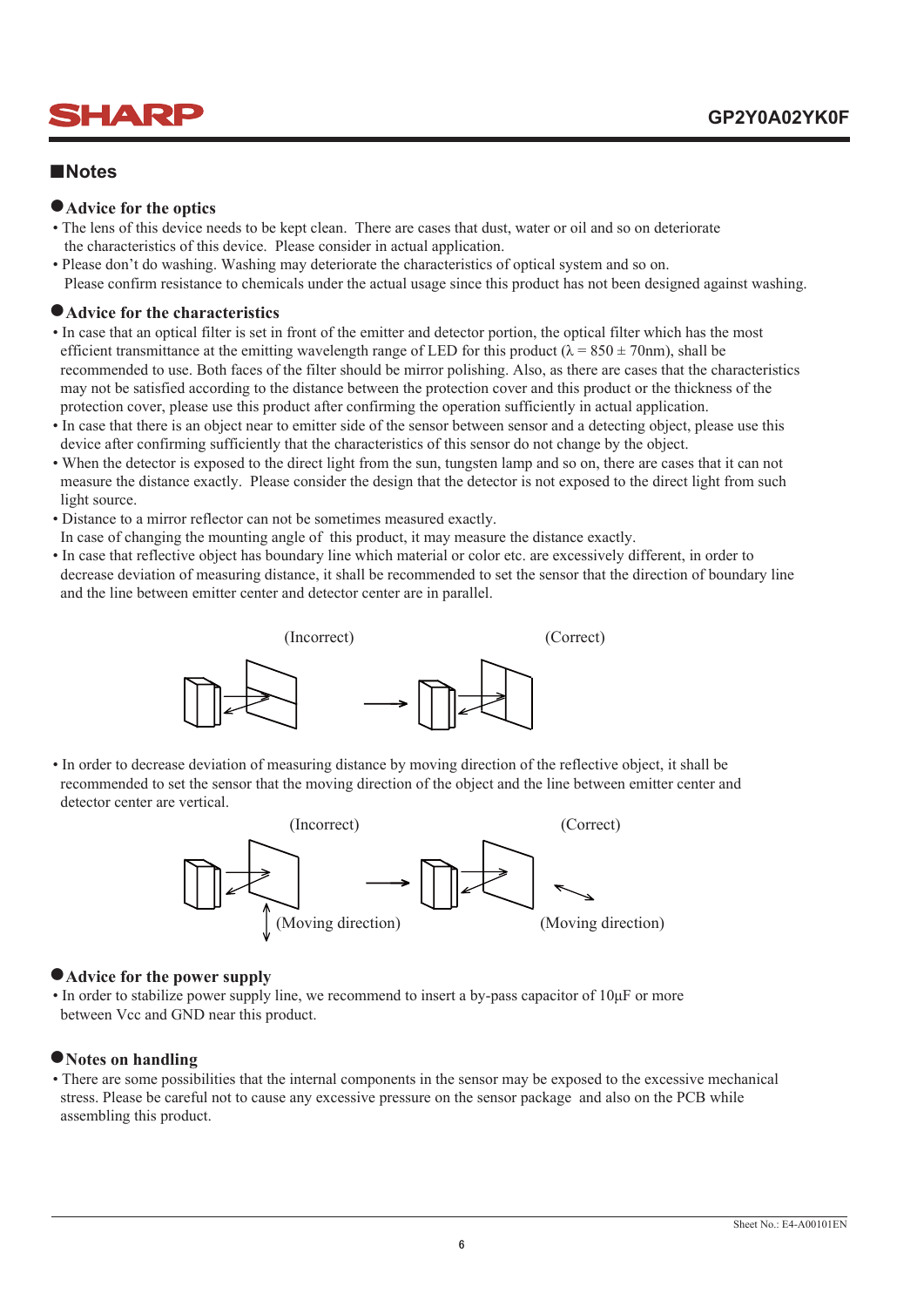## Notes

### Advice for the optics

- The lens of this device needs to be kept clean. There are cases that dust, water or oil and so on deteriorate the characteristics of this device. Please consider in actual application.
- Please don't do washing. Washing may deteriorate the characteristics of optical system and so on. Please confirm resistance to chemicals under the actual usage since this product has not been designed against washing.

### Advice for the characteristics

- In case that an optical filter is set in front of the emitter and detector portion, the optical filter which has the most efficient transmittance at the emitting wavelength range of LED for this product ($\lambda = 850 \pm 70$nm), shall be recommended to use. Both faces of the filter should be mirror polishing. Also, as there are cases that the characteristics may not be satisfied according to the distance between the protection cover and this product or the thickness of the protection cover, please use this product after confirming the operation sufficiently in actual application.
- In case that there is an object near to emitter side of the sensor between sensor and a detecting object, please use this device after confirming sufficiently that the characteristics of this sensor do not change by the object.
- When the detector is exposed to the direct light from the sun, tungsten lamp and so on, there are cases that it can not measure the distance exactly. Please consider the design that the detector is not exposed to the direct light from such light source.
- Distance to a mirror reflector can not be sometimes measured exactly. In case of changing the mounting angle of this product, it may measure the distance exactly.
- In case that reflective object has boundary line which material or color etc. are excessively different, in order to decrease deviation of measuring distance, it shall be recommended to set the sensor that the direction of boundary line and the line between emitter center and detector center are in parallel.

(Incorrect) (Correct)

- In order to decrease deviation of measuring distance by moving direction of the reflective object, it shall be recommended to set the sensor that the moving direction of the object and the line between emitter center and detector center are vertical.

(Incorrect) (Correct)

(Moving direction) (Moving direction)

### Advice for the power supply

- In order to stabilize power supply line, we recommend to insert a by-pass capacitor of 10μF or more between Vcc and GND near this product.

### Notes on handling

- There are some possibilities that the internal components in the sensor may be exposed to the excessive mechanical stress. Please be careful not to cause any excessive pressure on the sensor package and also on the PCB while assembling this product.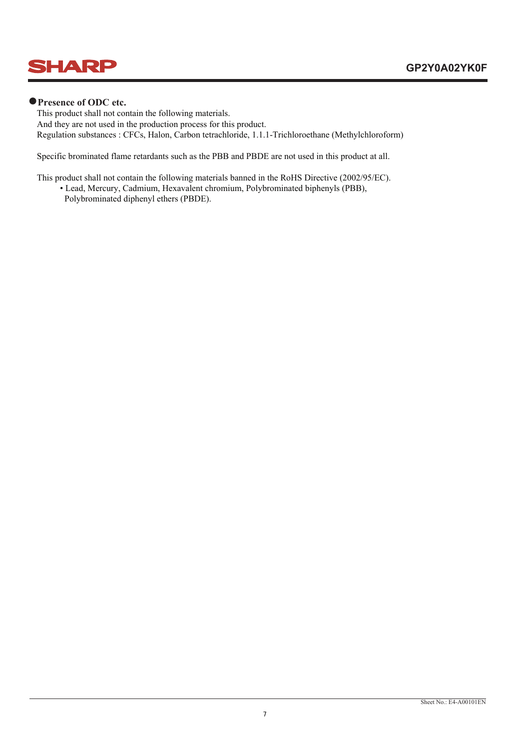## ●Presence of ODC etc.

This product shall not contain the following materials.
And they are not used in the production process for this product.
Regulation substances : CFCs, Halon, Carbon tetrachloride, 1.1.1-Trichloroethane (Methylchloroform)

Specific brominated flame retardants such as the PBB and PBDE are not used in this product at all.

This product shall not contain the following materials banned in the RoHS Directive (2002/95/EC).

- Lead, Mercury, Cadmium, Hexavalent chromium, Polybrominated biphenyls (PBB), Polybrominated diphenyl ethers (PBDE).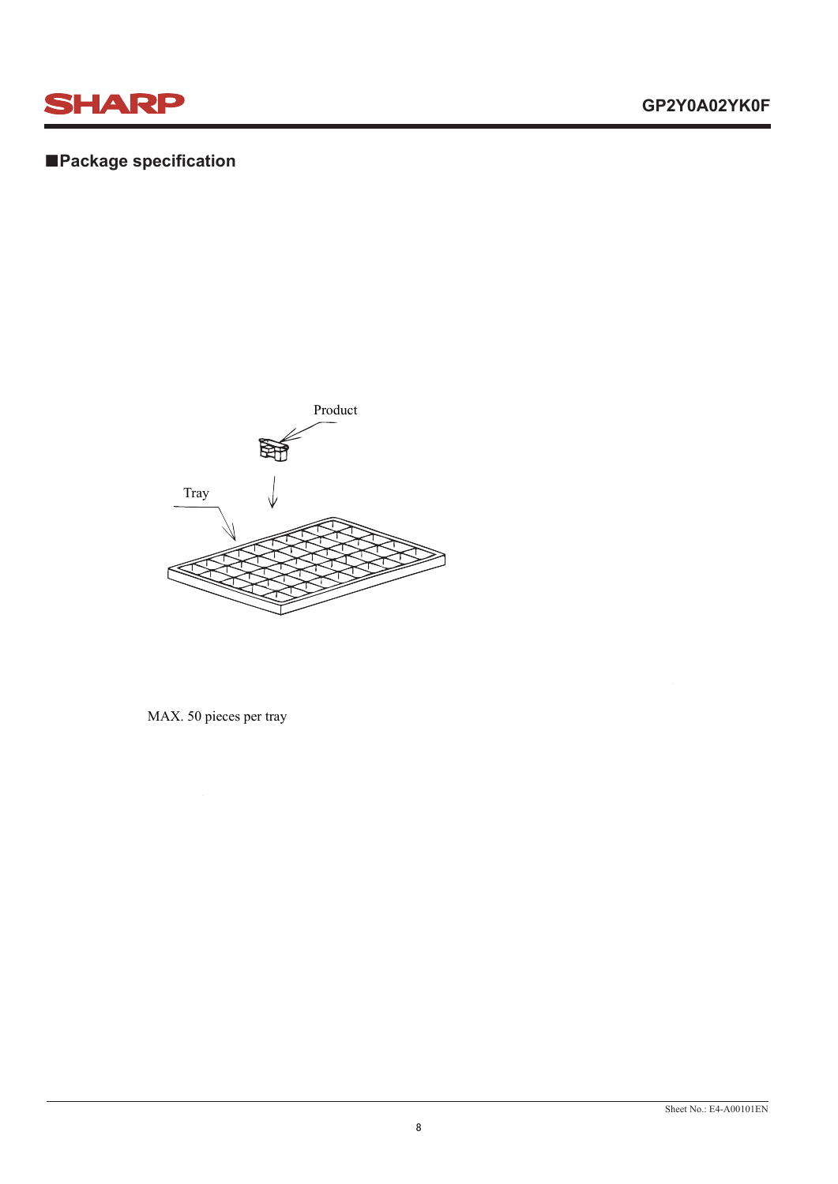## ■Package specification

Product

Tray

MAX. 50 pieces per tray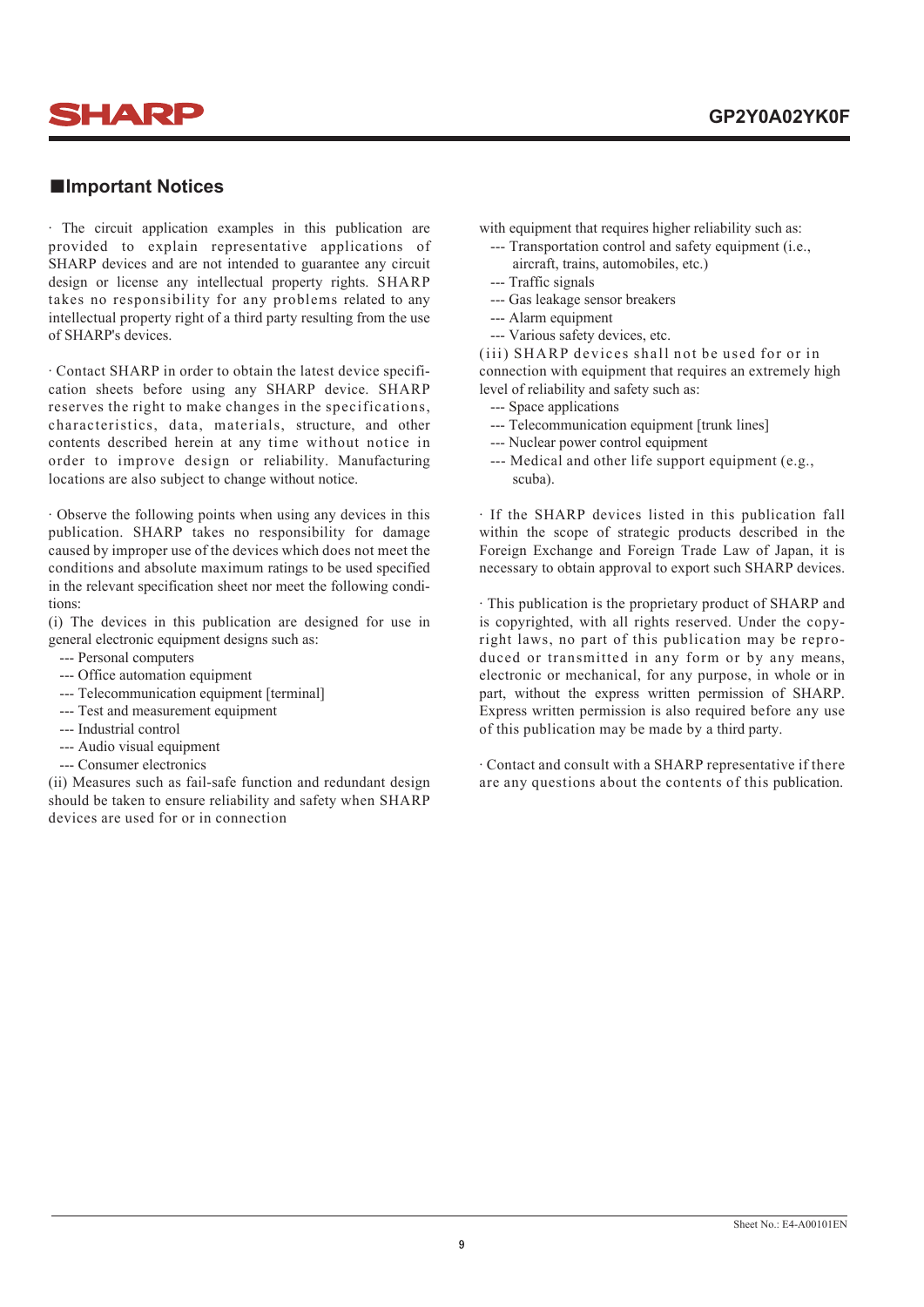## ■Important Notices

· The circuit application examples in this publication are provided to explain representative applications of SHARP devices and are not intended to guarantee any circuit design or license any intellectual property rights. SHARP takes no responsibility for any problems related to any intellectual property right of a third party resulting from the use of SHARP's devices.

· Contact SHARP in order to obtain the latest device specification sheets before using any SHARP device. SHARP reserves the right to make changes in the specifications, characteristics, data, materials, structure, and other contents described herein at any time without notice in order to improve design or reliability. Manufacturing locations are also subject to change without notice.

· Observe the following points when using any devices in this publication. SHARP takes no responsibility for damage caused by improper use of the devices which does not meet the conditions and absolute maximum ratings to be used specified in the relevant specification sheet nor meet the following conditions:

(i) The devices in this publication are designed for use in general electronic equipment designs such as:

--- Personal computers
--- Office automation equipment
--- Telecommunication equipment [terminal]
--- Test and measurement equipment
--- Industrial control
--- Audio visual equipment
--- Consumer electronics

(ii) Measures such as fail-safe function and redundant design should be taken to ensure reliability and safety when SHARP devices are used for or in connection with equipment that requires higher reliability such as:

--- Transportation control and safety equipment (i.e., aircraft, trains, automobiles, etc.)
--- Traffic signals
--- Gas leakage sensor breakers
--- Alarm equipment
--- Various safety devices, etc.

(iii) SHARP devices shall not be used for or in connection with equipment that requires an extremely high level of reliability and safety such as:

--- Space applications
--- Telecommunication equipment [trunk lines]
--- Nuclear power control equipment
--- Medical and other life support equipment (e.g., scuba).

· If the SHARP devices listed in this publication fall within the scope of strategic products described in the Foreign Exchange and Foreign Trade Law of Japan, it is necessary to obtain approval to export such SHARP devices.

· This publication is the proprietary product of SHARP and is copyrighted, with all rights reserved. Under the copyright laws, no part of this publication may be reproduced or transmitted in any form or by any means, electronic or mechanical, for any purpose, in whole or in part, without the express written permission of SHARP. Express written permission is also required before any use of this publication may be made by a third party.

· Contact and consult with a SHARP representative if there are any questions about the contents of this publication.